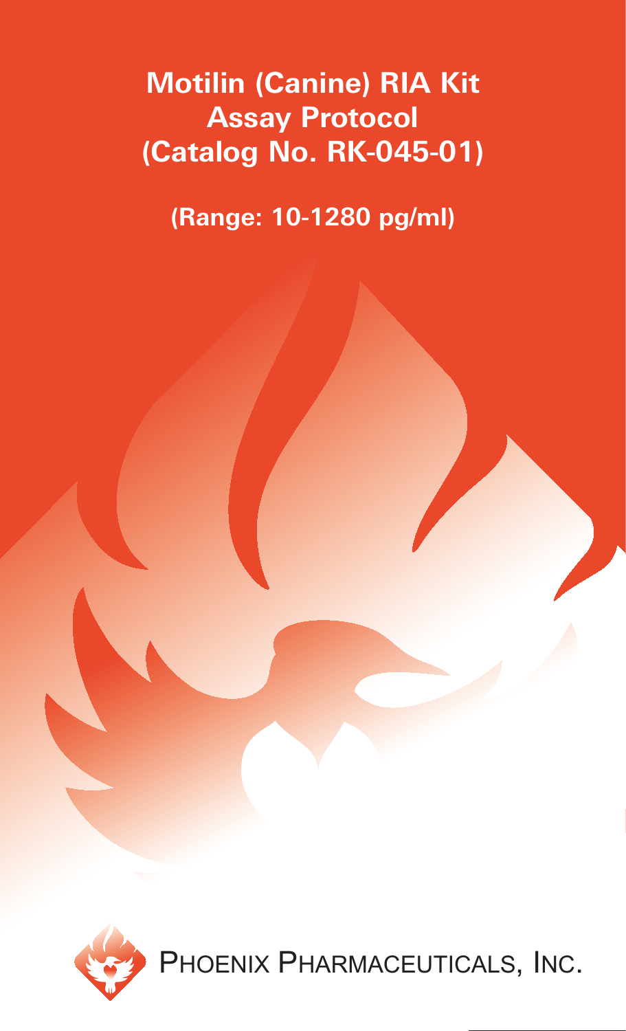# Motilin (Canine) RIA Kit
# Assay Protocol
# (Catalog No. RK-045-01)

**(Range: 10-1280 pg/ml)**

PHOENIX PHARMACEUTICALS, INC.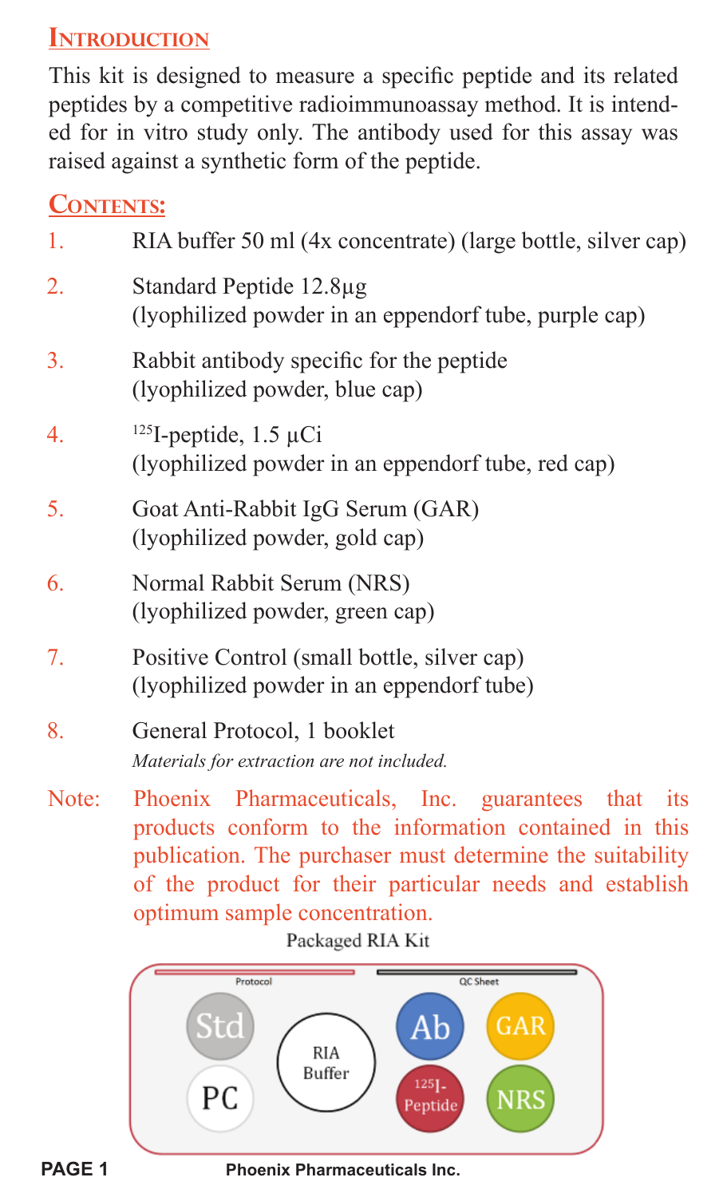## Introduction

This kit is designed to measure a specific peptide and its related peptides by a competitive radioimmunoassay method. It is intended for in vitro study only. The antibody used for this assay was raised against a synthetic form of the peptide.

## Contents:

1. RIA buffer 50 ml (4x concentrate) (large bottle, silver cap)
2. Standard Peptide 12.8µg
   (lyophilized powder in an eppendorf tube, purple cap)
3. Rabbit antibody specific for the peptide
   (lyophilized powder, blue cap)
4. $^{125}$I-peptide, 1.5 µCi
   (lyophilized powder in an eppendorf tube, red cap)
5. Goat Anti-Rabbit IgG Serum (GAR)
   (lyophilized powder, gold cap)
6. Normal Rabbit Serum (NRS)
   (lyophilized powder, green cap)
7. Positive Control (small bottle, silver cap)
   (lyophilized powder in an eppendorf tube)
8. General Protocol, 1 booklet
   *Materials for extraction are not included.*

Note: Phoenix Pharmaceuticals, Inc. guarantees that its products conform to the information contained in this publication. The purchaser must determine the suitability of the product for their particular needs and establish optimum sample concentration.

Packaged RIA Kit

Protocol | QC Sheet

Std, PC, RIA Buffer, Ab, GAR, $^{125}$I-Peptide, NRS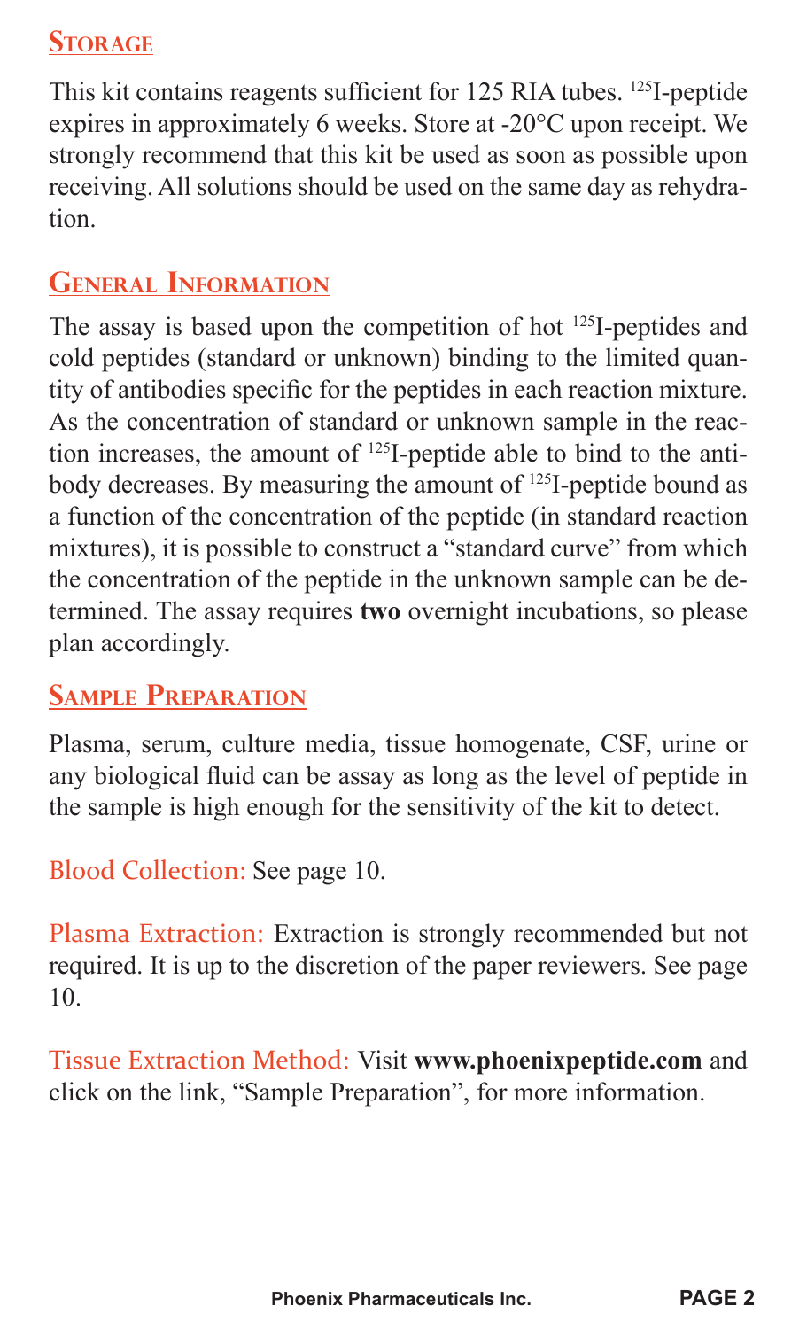## Storage

This kit contains reagents sufficient for 125 RIA tubes. $^{125}$I-peptide expires in approximately 6 weeks. Store at -20°C upon receipt. We strongly recommend that this kit be used as soon as possible upon receiving. All solutions should be used on the same day as rehydration.

## General Information

The assay is based upon the competition of hot $^{125}$I-peptides and cold peptides (standard or unknown) binding to the limited quantity of antibodies specific for the peptides in each reaction mixture. As the concentration of standard or unknown sample in the reaction increases, the amount of $^{125}$I-peptide able to bind to the antibody decreases. By measuring the amount of $^{125}$I-peptide bound as a function of the concentration of the peptide (in standard reaction mixtures), it is possible to construct a "standard curve" from which the concentration of the peptide in the unknown sample can be determined. The assay requires **two** overnight incubations, so please plan accordingly.

## Sample Preparation

Plasma, serum, culture media, tissue homogenate, CSF, urine or any biological fluid can be assay as long as the level of peptide in the sample is high enough for the sensitivity of the kit to detect.

Blood Collection: See page 10.

Plasma Extraction: Extraction is strongly recommended but not required. It is up to the discretion of the paper reviewers. See page 10.

Tissue Extraction Method: Visit **www.phoenixpeptide.com** and click on the link, "Sample Preparation", for more information.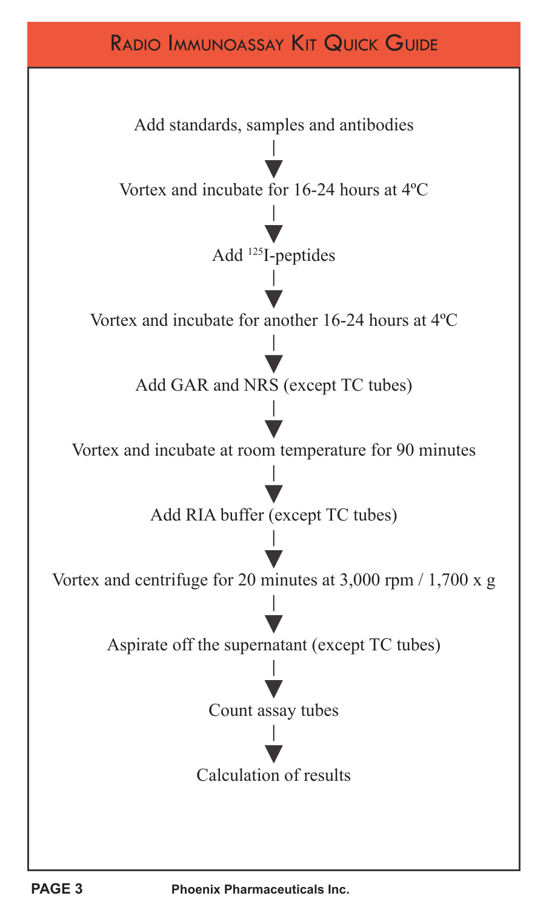# Radio Immunoassay Kit Quick Guide

Add standards, samples and antibodies

↓

Vortex and incubate for 16-24 hours at 4ºC

↓

Add $^{125}$I-peptides

↓

Vortex and incubate for another 16-24 hours at 4ºC

↓

Add GAR and NRS (except TC tubes)

↓

Vortex and incubate at room temperature for 90 minutes

↓

Add RIA buffer (except TC tubes)

↓

Vortex and centrifuge for 20 minutes at 3,000 rpm / 1,700 x g

↓

Aspirate off the supernatant (except TC tubes)

↓

Count assay tubes

↓

Calculation of results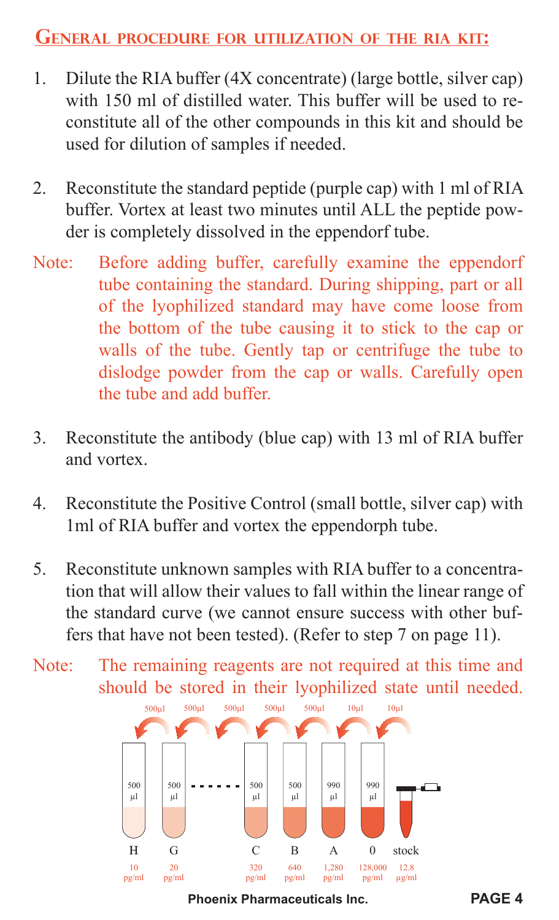## General procedure for utilization of the RIA kit:

1. Dilute the RIA buffer (4X concentrate) (large bottle, silver cap) with 150 ml of distilled water. This buffer will be used to reconstitute all of the other compounds in this kit and should be used for dilution of samples if needed.

2. Reconstitute the standard peptide (purple cap) with 1 ml of RIA buffer. Vortex at least two minutes until ALL the peptide powder is completely dissolved in the eppendorf tube.

Note: Before adding buffer, carefully examine the eppendorf tube containing the standard. During shipping, part or all of the lyophilized standard may have come loose from the bottom of the tube causing it to stick to the cap or walls of the tube. Gently tap or centrifuge the tube to dislodge powder from the cap or walls. Carefully open the tube and add buffer.

3. Reconstitute the antibody (blue cap) with 13 ml of RIA buffer and vortex.

4. Reconstitute the Positive Control (small bottle, silver cap) with 1ml of RIA buffer and vortex the eppendorph tube.

5. Reconstitute unknown samples with RIA buffer to a concentration that will allow their values to fall within the linear range of the standard curve (we cannot ensure success with other buffers that have not been tested). (Refer to step 7 on page 11).

Note: The remaining reagents are not required at this time and should be stored in their lyophilized state until needed.

| Tube | H | G | ... | C | B | A | 0 | stock |
|---|---|---|---|---|---|---|---|---|
| Transfer | 500µl | 500µl | 500µl | 500µl | 500µl | 10µl | 10µl | |
| Volume | 500 µl | 500 µl | | 500 µl | 500 µl | 990 µl | 990 µl | |
| Concentration | 10 pg/ml | 20 pg/ml | | 320 pg/ml | 640 pg/ml | 1,280 pg/ml | 128,000 pg/ml | 12.8 µg/ml |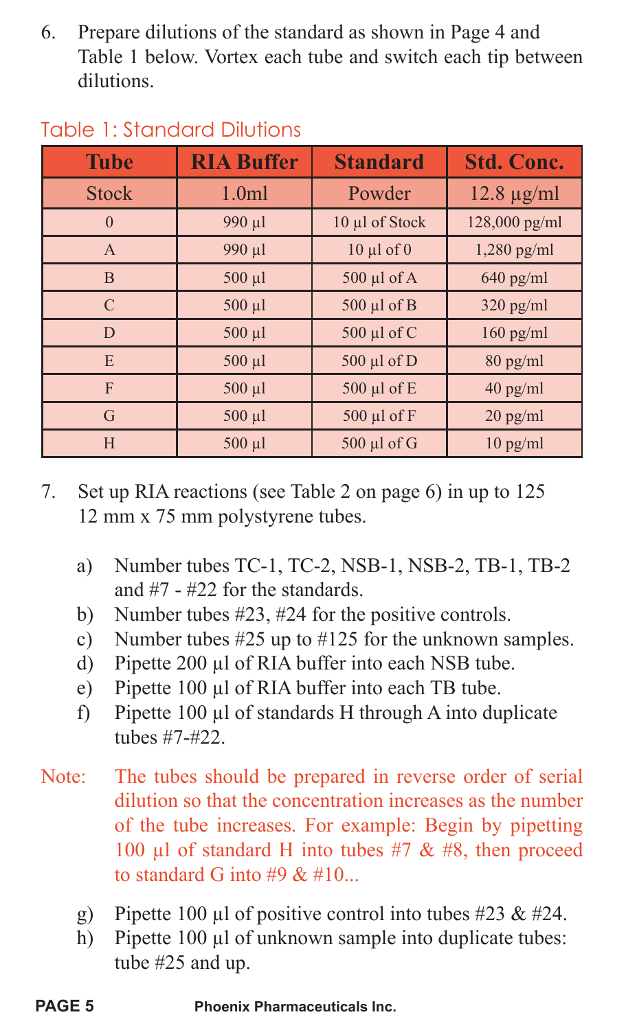6. Prepare dilutions of the standard as shown in Page 4 and Table 1 below. Vortex each tube and switch each tip between dilutions.

## Table 1: Standard Dilutions

| Tube | RIA Buffer | Standard | Std. Conc. |
|---|---|---|---|
| Stock | 1.0ml | Powder | 12.8 µg/ml |
| 0 | 990 µl | 10 µl of Stock | 128,000 pg/ml |
| A | 990 µl | 10 µl of 0 | 1,280 pg/ml |
| B | 500 µl | 500 µl of A | 640 pg/ml |
| C | 500 µl | 500 µl of B | 320 pg/ml |
| D | 500 µl | 500 µl of C | 160 pg/ml |
| E | 500 µl | 500 µl of D | 80 pg/ml |
| F | 500 µl | 500 µl of E | 40 pg/ml |
| G | 500 µl | 500 µl of F | 20 pg/ml |
| H | 500 µl | 500 µl of G | 10 pg/ml |

7. Set up RIA reactions (see Table 2 on page 6) in up to 125 12 mm x 75 mm polystyrene tubes.

   a) Number tubes TC-1, TC-2, NSB-1, NSB-2, TB-1, TB-2 and #7 - #22 for the standards.
   b) Number tubes #23, #24 for the positive controls.
   c) Number tubes #25 up to #125 for the unknown samples.
   d) Pipette 200 µl of RIA buffer into each NSB tube.
   e) Pipette 100 µl of RIA buffer into each TB tube.
   f) Pipette 100 µl of standards H through A into duplicate tubes #7-#22.

Note: The tubes should be prepared in reverse order of serial dilution so that the concentration increases as the number of the tube increases. For example: Begin by pipetting 100 µl of standard H into tubes #7 & #8, then proceed to standard G into #9 & #10...

   g) Pipette 100 µl of positive control into tubes #23 & #24.
   h) Pipette 100 µl of unknown sample into duplicate tubes: tube #25 and up.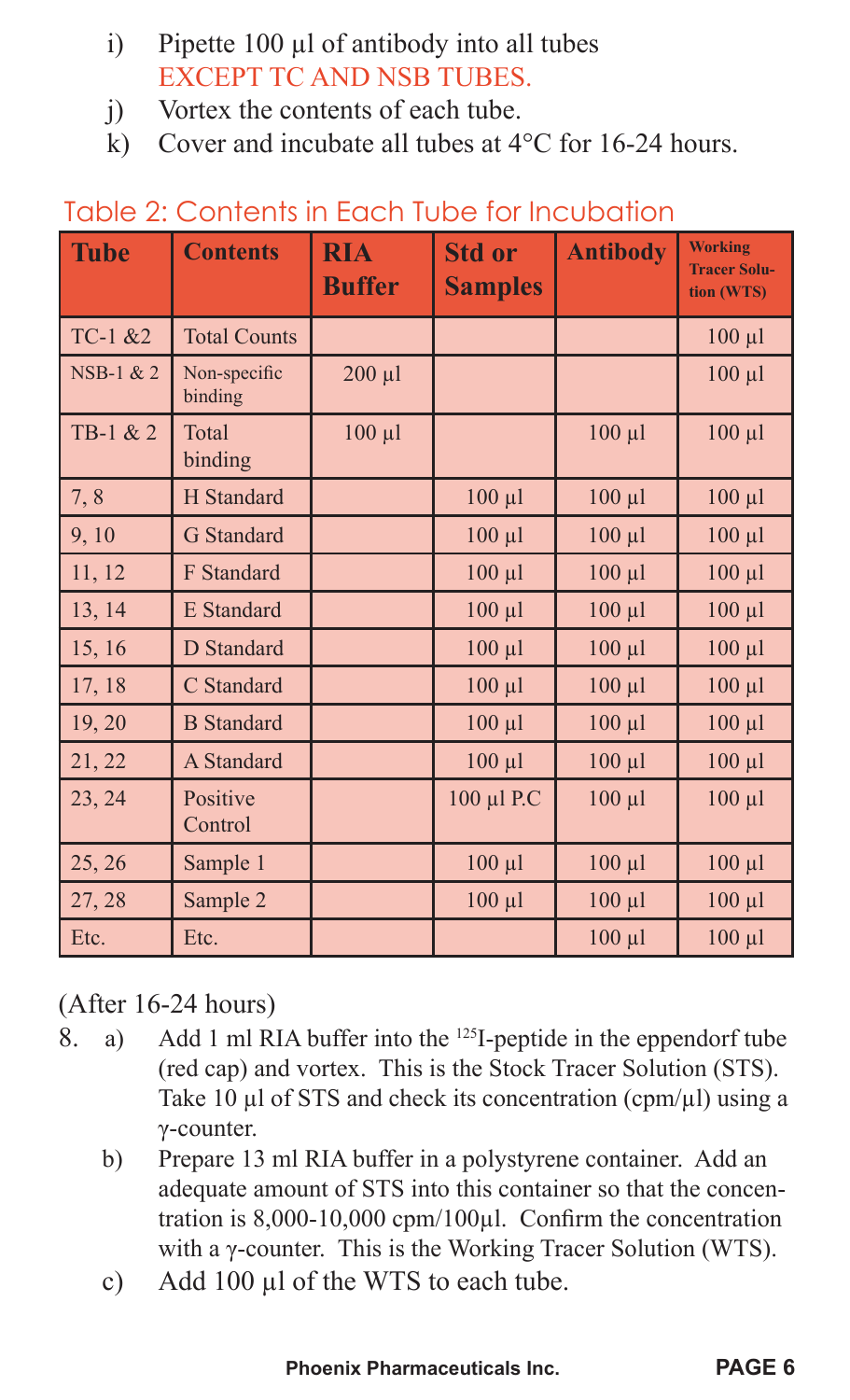i) Pipette 100 µl of antibody into all tubes EXCEPT TC AND NSB TUBES.

j) Vortex the contents of each tube.

k) Cover and incubate all tubes at 4°C for 16-24 hours.

## Table 2: Contents in Each Tube for Incubation

| Tube | Contents | RIA Buffer | Std or Samples | Antibody | Working Tracer Solution (WTS) |
|---|---|---|---|---|---|
| TC-1 &2 | Total Counts | | | | 100 µl |
| NSB-1 & 2 | Non-specific binding | 200 µl | | | 100 µl |
| TB-1 & 2 | Total binding | 100 µl | | 100 µl | 100 µl |
| 7, 8 | H Standard | | 100 µl | 100 µl | 100 µl |
| 9, 10 | G Standard | | 100 µl | 100 µl | 100 µl |
| 11, 12 | F Standard | | 100 µl | 100 µl | 100 µl |
| 13, 14 | E Standard | | 100 µl | 100 µl | 100 µl |
| 15, 16 | D Standard | | 100 µl | 100 µl | 100 µl |
| 17, 18 | C Standard | | 100 µl | 100 µl | 100 µl |
| 19, 20 | B Standard | | 100 µl | 100 µl | 100 µl |
| 21, 22 | A Standard | | 100 µl | 100 µl | 100 µl |
| 23, 24 | Positive Control | | 100 µl P.C | 100 µl | 100 µl |
| 25, 26 | Sample 1 | | 100 µl | 100 µl | 100 µl |
| 27, 28 | Sample 2 | | 100 µl | 100 µl | 100 µl |
| Etc. | Etc. | | | 100 µl | 100 µl |

(After 16-24 hours)

8. a) Add 1 ml RIA buffer into the $^{125}$I-peptide in the eppendorf tube (red cap) and vortex. This is the Stock Tracer Solution (STS). Take 10 µl of STS and check its concentration (cpm/µl) using a γ-counter.

   b) Prepare 13 ml RIA buffer in a polystyrene container. Add an adequate amount of STS into this container so that the concentration is 8,000-10,000 cpm/100µl. Confirm the concentration with a γ-counter. This is the Working Tracer Solution (WTS).

   c) Add 100 µl of the WTS to each tube.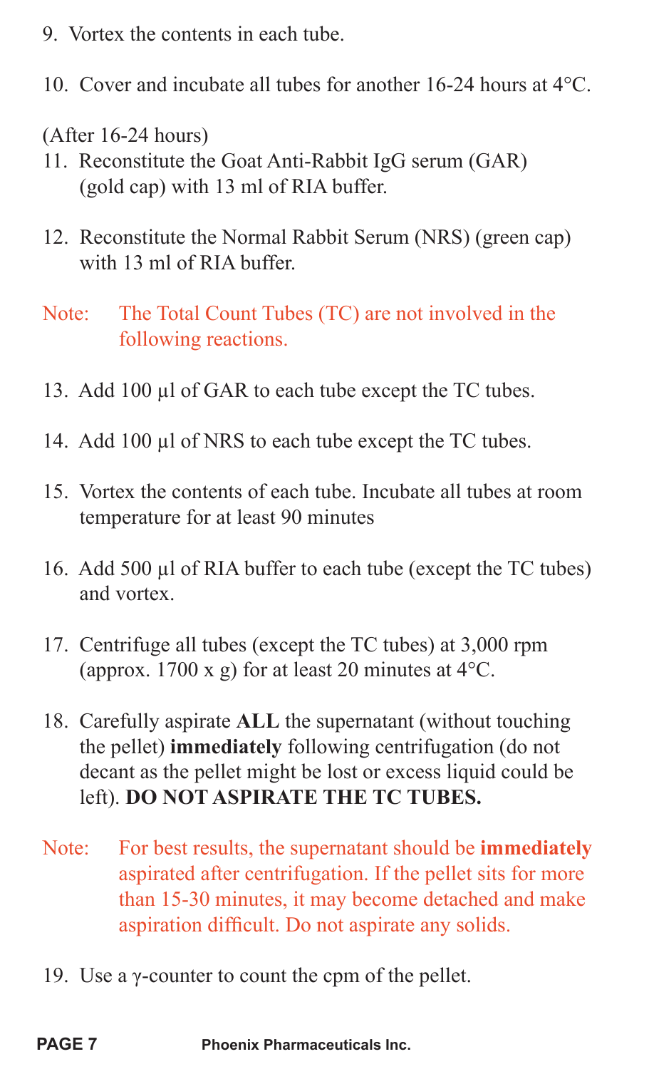9. Vortex the contents in each tube.

10. Cover and incubate all tubes for another 16-24 hours at 4°C.

(After 16-24 hours)

11. Reconstitute the Goat Anti-Rabbit IgG serum (GAR) (gold cap) with 13 ml of RIA buffer.

12. Reconstitute the Normal Rabbit Serum (NRS) (green cap) with 13 ml of RIA buffer.

Note: The Total Count Tubes (TC) are not involved in the following reactions.

13. Add 100 µl of GAR to each tube except the TC tubes.

14. Add 100 µl of NRS to each tube except the TC tubes.

15. Vortex the contents of each tube. Incubate all tubes at room temperature for at least 90 minutes

16. Add 500 µl of RIA buffer to each tube (except the TC tubes) and vortex.

17. Centrifuge all tubes (except the TC tubes) at 3,000 rpm (approx. 1700 x g) for at least 20 minutes at 4°C.

18. Carefully aspirate **ALL** the supernatant (without touching the pellet) **immediately** following centrifugation (do not decant as the pellet might be lost or excess liquid could be left). **DO NOT ASPIRATE THE TC TUBES.**

Note: For best results, the supernatant should be **immediately** aspirated after centrifugation. If the pellet sits for more than 15-30 minutes, it may become detached and make aspiration difficult. Do not aspirate any solids.

19. Use a $\gamma$-counter to count the cpm of the pellet.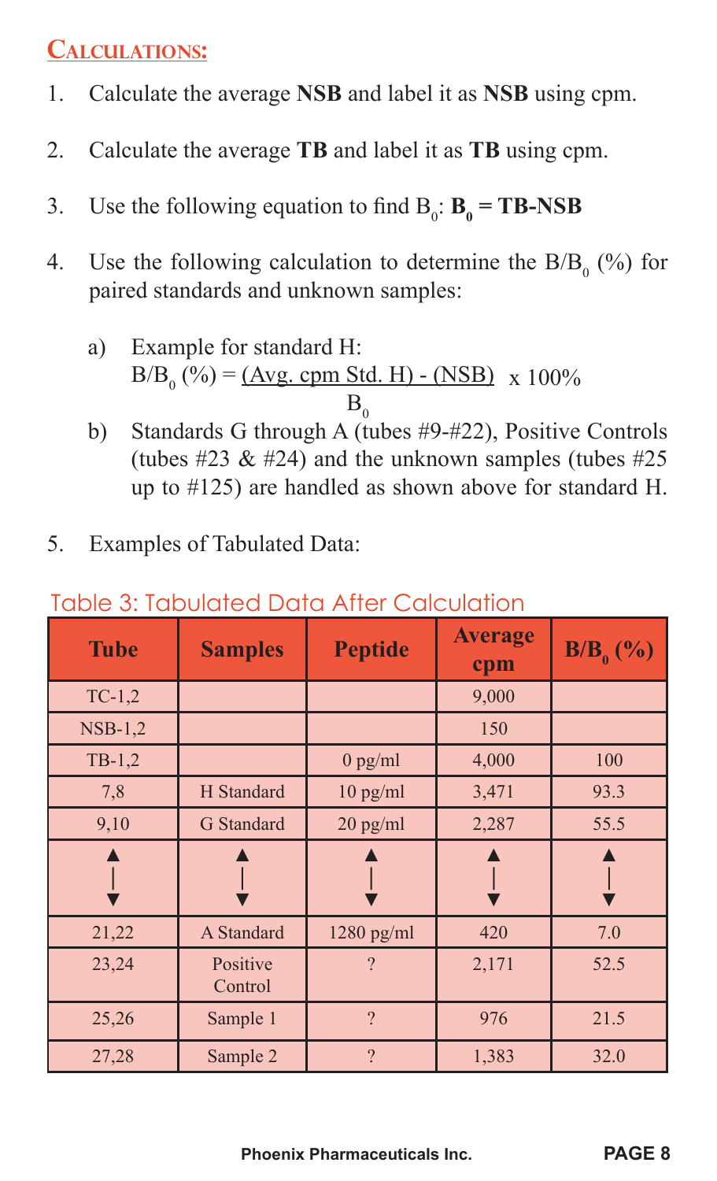## Calculations:

1. Calculate the average **NSB** and label it as **NSB** using cpm.

2. Calculate the average **TB** and label it as **TB** using cpm.

3. Use the following equation to find $B_0$: $\mathbf{B_0 = TB - NSB}$

4. Use the following calculation to determine the $B/B_0$ (%) for paired standards and unknown samples:

   a) Example for standard H:

   $$B/B_0\,(\%) = \frac{(\text{Avg. cpm Std. H}) - (\text{NSB})}{B_0} \times 100\%$$

   b) Standards G through A (tubes #9-#22), Positive Controls (tubes #23 & #24) and the unknown samples (tubes #25 up to #125) are handled as shown above for standard H.

5. Examples of Tabulated Data:

Table 3: Tabulated Data After Calculation

| Tube | Samples | Peptide | Average cpm | $B/B_0$ (%) |
|---|---|---|---|---|
| TC-1,2 | | | 9,000 | |
| NSB-1,2 | | | 150 | |
| TB-1,2 | | 0 pg/ml | 4,000 | 100 |
| 7,8 | H Standard | 10 pg/ml | 3,471 | 93.3 |
| 9,10 | G Standard | 20 pg/ml | 2,287 | 55.5 |
| ↕ | ↕ | ↕ | ↕ | ↕ |
| 21,22 | A Standard | 1280 pg/ml | 420 | 7.0 |
| 23,24 | Positive Control | ? | 2,171 | 52.5 |
| 25,26 | Sample 1 | ? | 976 | 21.5 |
| 27,28 | Sample 2 | ? | 1,383 | 32.0 |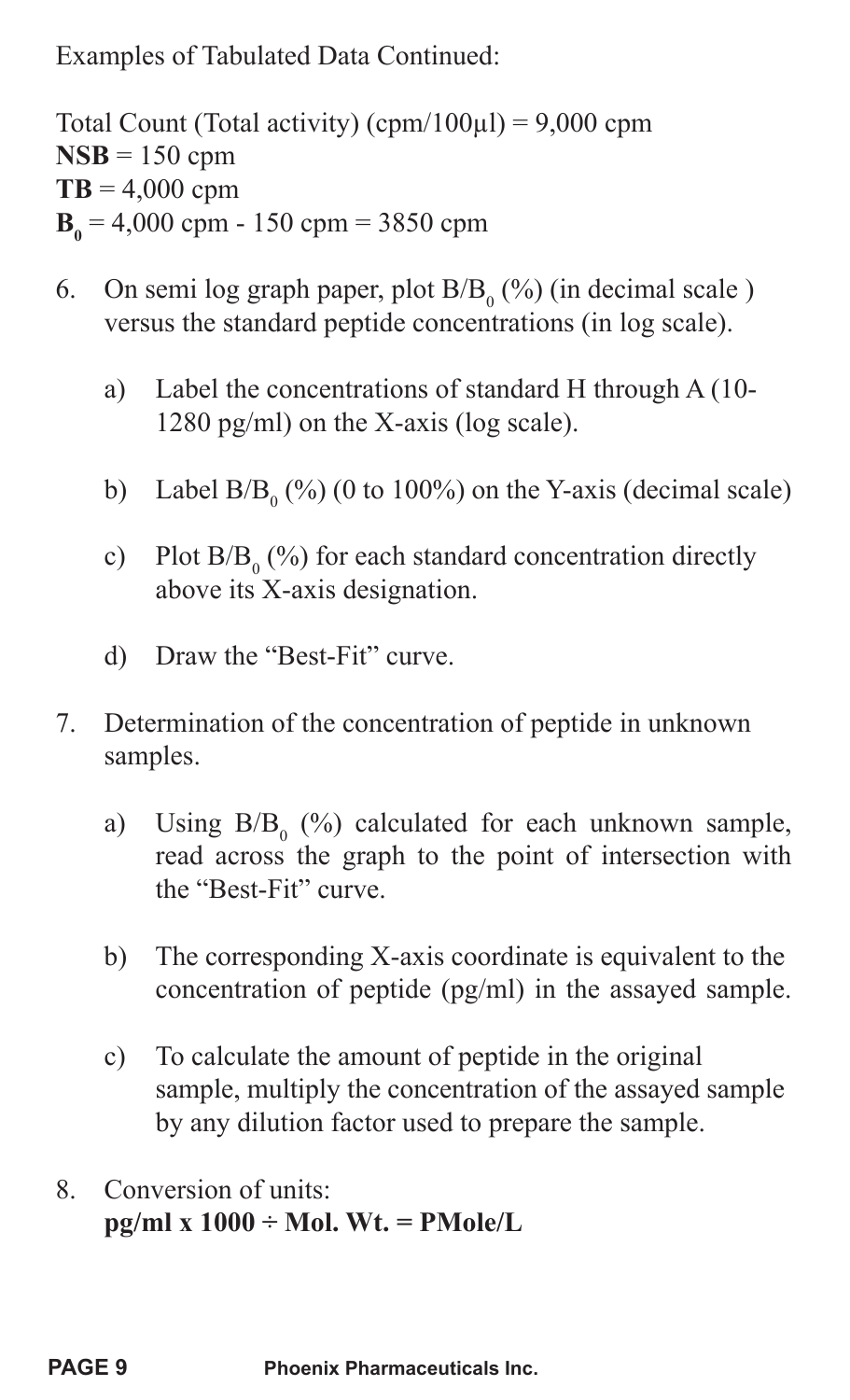Examples of Tabulated Data Continued:

Total Count (Total activity) (cpm/100µl) = 9,000 cpm
**NSB** = 150 cpm
**TB** = 4,000 cpm
$\mathbf{B_0}$ = 4,000 cpm - 150 cpm = 3850 cpm

6. On semi log graph paper, plot $B/B_0$ (%) (in decimal scale ) versus the standard peptide concentrations (in log scale).

    a) Label the concentrations of standard H through A (10-1280 pg/ml) on the X-axis (log scale).

    b) Label $B/B_0$ (%) (0 to 100%) on the Y-axis (decimal scale)

    c) Plot $B/B_0$ (%) for each standard concentration directly above its X-axis designation.

    d) Draw the "Best-Fit" curve.

7. Determination of the concentration of peptide in unknown samples.

    a) Using $B/B_0$ (%) calculated for each unknown sample, read across the graph to the point of intersection with the "Best-Fit" curve.

    b) The corresponding X-axis coordinate is equivalent to the concentration of peptide (pg/ml) in the assayed sample.

    c) To calculate the amount of peptide in the original sample, multiply the concentration of the assayed sample by any dilution factor used to prepare the sample.

8. Conversion of units:
    **pg/ml x 1000 ÷ Mol. Wt. = PMole/L**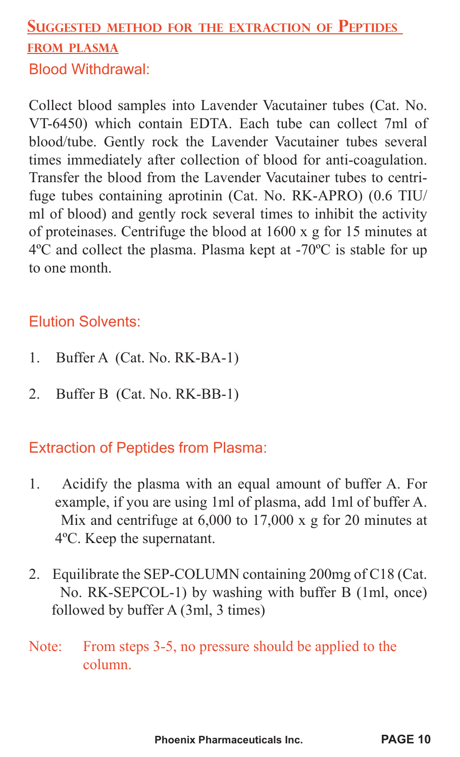## Suggested method for the extraction of Peptides from plasma

### Blood Withdrawal:

Collect blood samples into Lavender Vacutainer tubes (Cat. No. VT-6450) which contain EDTA. Each tube can collect 7ml of blood/tube. Gently rock the Lavender Vacutainer tubes several times immediately after collection of blood for anti-coagulation. Transfer the blood from the Lavender Vacutainer tubes to centrifuge tubes containing aprotinin (Cat. No. RK-APRO) (0.6 TIU/ml of blood) and gently rock several times to inhibit the activity of proteinases. Centrifuge the blood at 1600 x g for 15 minutes at 4ºC and collect the plasma. Plasma kept at -70ºC is stable for up to one month.

### Elution Solvents:

1. Buffer A (Cat. No. RK-BA-1)
2. Buffer B (Cat. No. RK-BB-1)

### Extraction of Peptides from Plasma:

1. Acidify the plasma with an equal amount of buffer A. For example, if you are using 1ml of plasma, add 1ml of buffer A. Mix and centrifuge at 6,000 to 17,000 x g for 20 minutes at 4ºC. Keep the supernatant.
2. Equilibrate the SEP-COLUMN containing 200mg of C18 (Cat. No. RK-SEPCOL-1) by washing with buffer B (1ml, once) followed by buffer A (3ml, 3 times)

Note: From steps 3-5, no pressure should be applied to the column.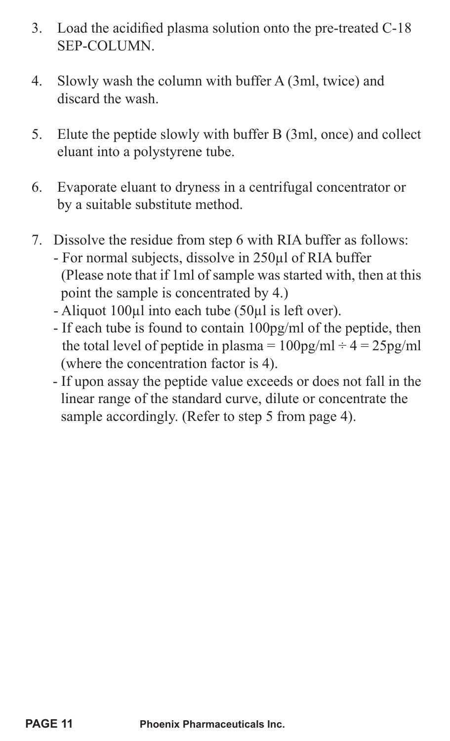3. Load the acidified plasma solution onto the pre-treated C-18 SEP-COLUMN.

4. Slowly wash the column with buffer A (3ml, twice) and discard the wash.

5. Elute the peptide slowly with buffer B (3ml, once) and collect eluant into a polystyrene tube.

6. Evaporate eluant to dryness in a centrifugal concentrator or by a suitable substitute method.

7. Dissolve the residue from step 6 with RIA buffer as follows:
   - For normal subjects, dissolve in 250µl of RIA buffer (Please note that if 1ml of sample was started with, then at this point the sample is concentrated by 4.)
   - Aliquot 100µl into each tube (50µl is left over).
   - If each tube is found to contain 100pg/ml of the peptide, then the total level of peptide in plasma = 100pg/ml ÷ 4 = 25pg/ml (where the concentration factor is 4).
   - If upon assay the peptide value exceeds or does not fall in the linear range of the standard curve, dilute or concentrate the sample accordingly. (Refer to step 5 from page 4).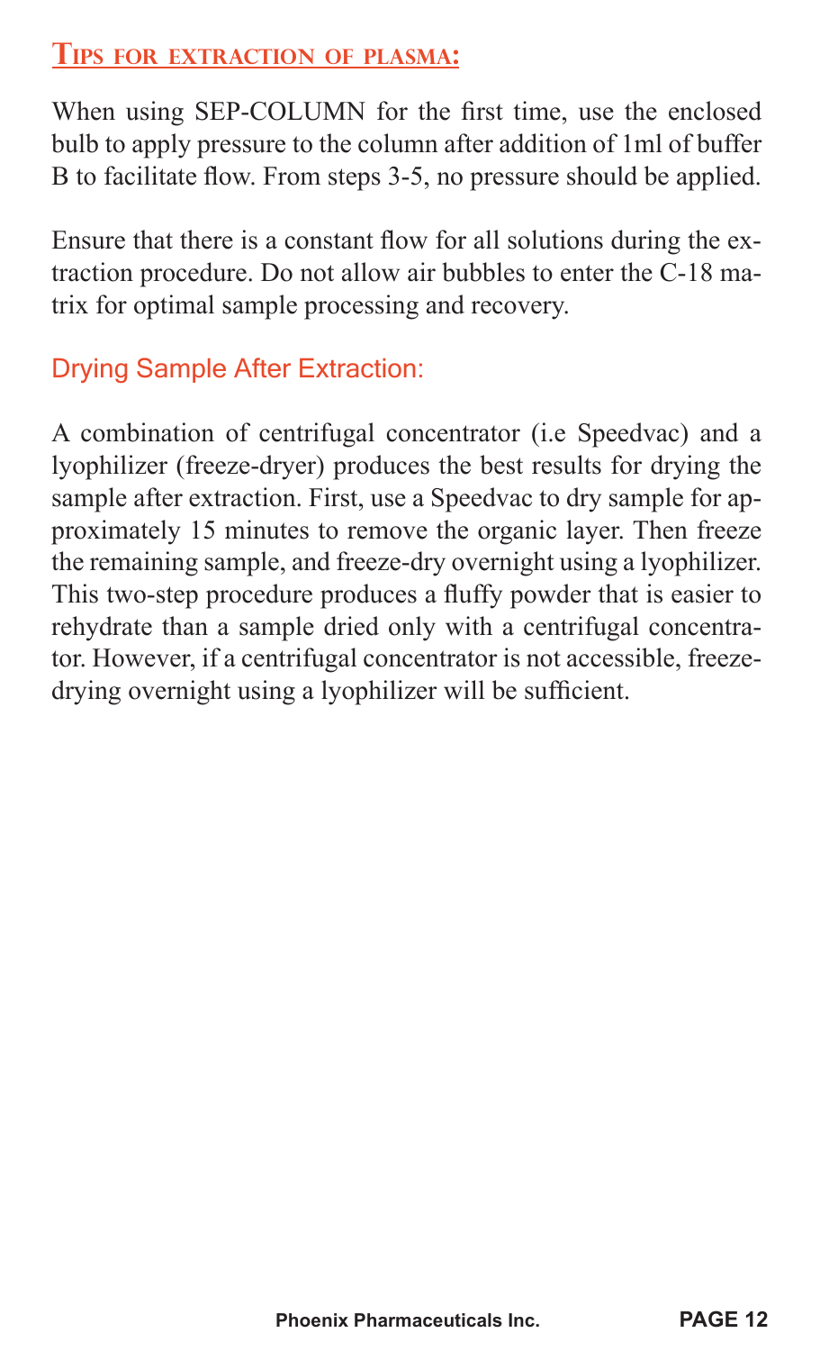## Tips for extraction of plasma:

When using SEP-COLUMN for the first time, use the enclosed bulb to apply pressure to the column after addition of 1ml of buffer B to facilitate flow. From steps 3-5, no pressure should be applied.

Ensure that there is a constant flow for all solutions during the extraction procedure. Do not allow air bubbles to enter the C-18 matrix for optimal sample processing and recovery.

### Drying Sample After Extraction:

A combination of centrifugal concentrator (i.e Speedvac) and a lyophilizer (freeze-dryer) produces the best results for drying the sample after extraction. First, use a Speedvac to dry sample for approximately 15 minutes to remove the organic layer. Then freeze the remaining sample, and freeze-dry overnight using a lyophilizer. This two-step procedure produces a fluffy powder that is easier to rehydrate than a sample dried only with a centrifugal concentrator. However, if a centrifugal concentrator is not accessible, freeze-drying overnight using a lyophilizer will be sufficient.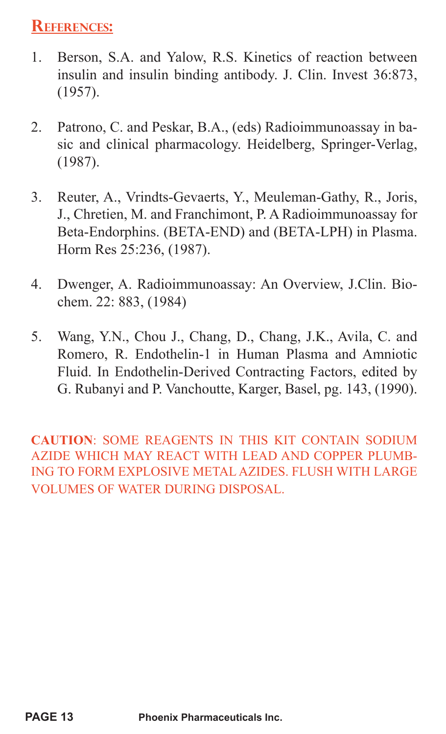## References:

1. Berson, S.A. and Yalow, R.S. Kinetics of reaction between insulin and insulin binding antibody. J. Clin. Invest 36:873, (1957).

2. Patrono, C. and Peskar, B.A., (eds) Radioimmunoassay in basic and clinical pharmacology. Heidelberg, Springer-Verlag, (1987).

3. Reuter, A., Vrindts-Gevaerts, Y., Meuleman-Gathy, R., Joris, J., Chretien, M. and Franchimont, P. A Radioimmunoassay for Beta-Endorphins. (BETA-END) and (BETA-LPH) in Plasma. Horm Res 25:236, (1987).

4. Dwenger, A. Radioimmunoassay: An Overview, J.Clin. Biochem. 22: 883, (1984)

5. Wang, Y.N., Chou J., Chang, D., Chang, J.K., Avila, C. and Romero, R. Endothelin-1 in Human Plasma and Amniotic Fluid. In Endothelin-Derived Contracting Factors, edited by G. Rubanyi and P. Vanchoutte, Karger, Basel, pg. 143, (1990).

**CAUTION**: SOME REAGENTS IN THIS KIT CONTAIN SODIUM AZIDE WHICH MAY REACT WITH LEAD AND COPPER PLUMBING TO FORM EXPLOSIVE METAL AZIDES. FLUSH WITH LARGE VOLUMES OF WATER DURING DISPOSAL.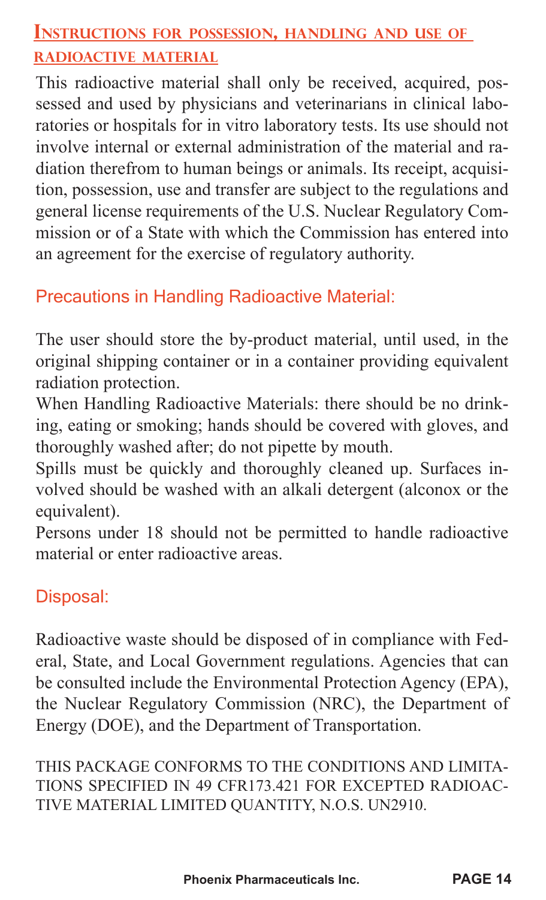## Instructions for possession, handling and use of radioactive material

This radioactive material shall only be received, acquired, possessed and used by physicians and veterinarians in clinical laboratories or hospitals for in vitro laboratory tests. Its use should not involve internal or external administration of the material and radiation therefrom to human beings or animals. Its receipt, acquisition, possession, use and transfer are subject to the regulations and general license requirements of the U.S. Nuclear Regulatory Commission or of a State with which the Commission has entered into an agreement for the exercise of regulatory authority.

### Precautions in Handling Radioactive Material:

The user should store the by-product material, until used, in the original shipping container or in a container providing equivalent radiation protection.

When Handling Radioactive Materials: there should be no drinking, eating or smoking; hands should be covered with gloves, and thoroughly washed after; do not pipette by mouth.

Spills must be quickly and thoroughly cleaned up. Surfaces involved should be washed with an alkali detergent (alconox or the equivalent).

Persons under 18 should not be permitted to handle radioactive material or enter radioactive areas.

### Disposal:

Radioactive waste should be disposed of in compliance with Federal, State, and Local Government regulations. Agencies that can be consulted include the Environmental Protection Agency (EPA), the Nuclear Regulatory Commission (NRC), the Department of Energy (DOE), and the Department of Transportation.

THIS PACKAGE CONFORMS TO THE CONDITIONS AND LIMITATIONS SPECIFIED IN 49 CFR173.421 FOR EXCEPTED RADIOACTIVE MATERIAL LIMITED QUANTITY, N.O.S. UN2910.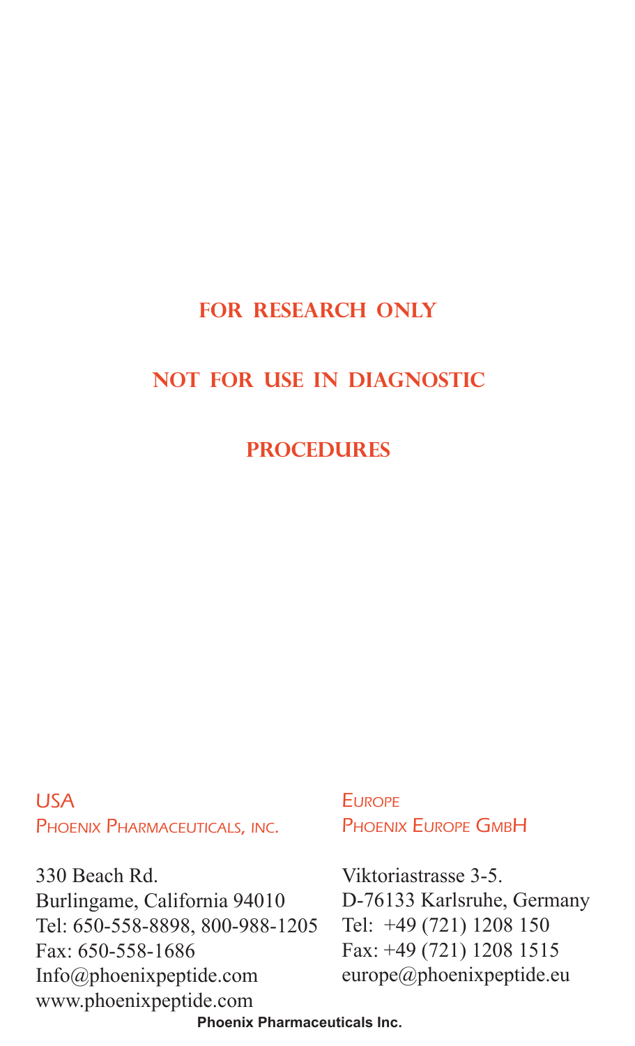**FOR RESEARCH ONLY**

**NOT FOR USE IN DIAGNOSTIC**

**PROCEDURES**

USA
PHOENIX PHARMACEUTICALS, INC.

330 Beach Rd.
Burlingame, California 94010
Tel: 650-558-8898, 800-988-1205
Fax: 650-558-1686
Info@phoenixpeptide.com
www.phoenixpeptide.com

EUROPE
PHOENIX EUROPE GMBH

Viktoriastrasse 3-5.
D-76133 Karlsruhe, Germany
Tel: +49 (721) 1208 150
Fax: +49 (721) 1208 1515
europe@phoenixpeptide.eu

**Phoenix Pharmaceuticals Inc.**